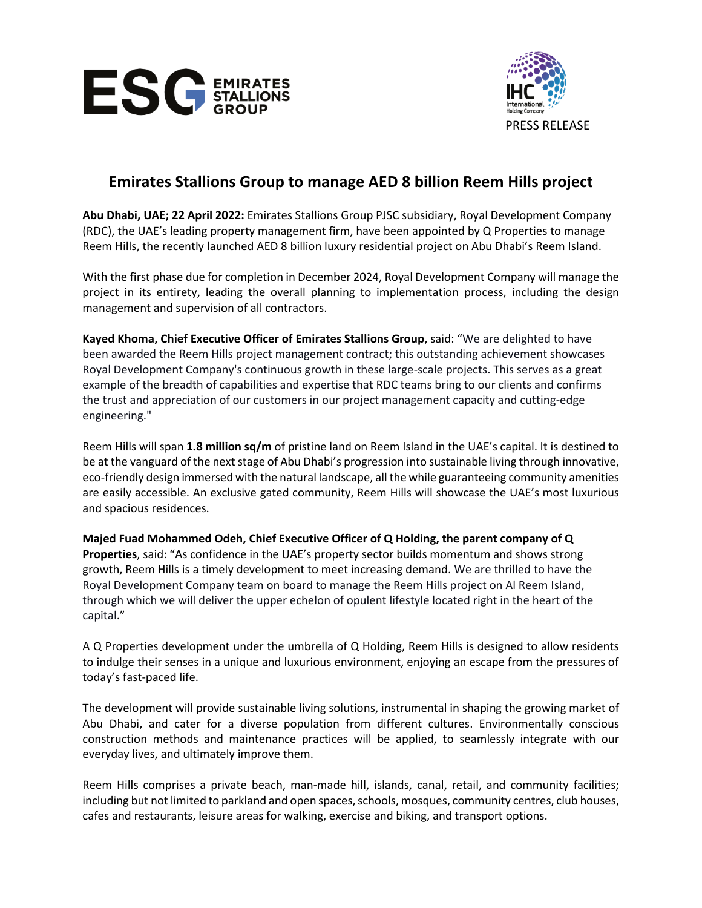PRESS RELEASE

# Emirates Stallions Group to manage AED 8 billion Reem Hills project

**Abu Dhabi, UAE; 22 April 2022:** Emirates Stallions Group PJSC subsidiary, Royal Development Company (RDC), the UAE's leading property management firm, have been appointed by Q Properties to manage Reem Hills, the recently launched AED 8 billion luxury residential project on Abu Dhabi's Reem Island.

With the first phase due for completion in December 2024, Royal Development Company will manage the project in its entirety, leading the overall planning to implementation process, including the design management and supervision of all contractors.

**Kayed Khoma, Chief Executive Officer of Emirates Stallions Group**, said: "We are delighted to have been awarded the Reem Hills project management contract; this outstanding achievement showcases Royal Development Company's continuous growth in these large-scale projects. This serves as a great example of the breadth of capabilities and expertise that RDC teams bring to our clients and confirms the trust and appreciation of our customers in our project management capacity and cutting-edge engineering."

Reem Hills will span **1.8 million sq/m** of pristine land on Reem Island in the UAE's capital. It is destined to be at the vanguard of the next stage of Abu Dhabi's progression into sustainable living through innovative, eco-friendly design immersed with the natural landscape, all the while guaranteeing community amenities are easily accessible. An exclusive gated community, Reem Hills will showcase the UAE's most luxurious and spacious residences.

**Majed Fuad Mohammed Odeh, Chief Executive Officer of Q Holding, the parent company of Q Properties**, said: "As confidence in the UAE's property sector builds momentum and shows strong growth, Reem Hills is a timely development to meet increasing demand. We are thrilled to have the Royal Development Company team on board to manage the Reem Hills project on Al Reem Island, through which we will deliver the upper echelon of opulent lifestyle located right in the heart of the capital."

A Q Properties development under the umbrella of Q Holding, Reem Hills is designed to allow residents to indulge their senses in a unique and luxurious environment, enjoying an escape from the pressures of today's fast-paced life.

The development will provide sustainable living solutions, instrumental in shaping the growing market of Abu Dhabi, and cater for a diverse population from different cultures. Environmentally conscious construction methods and maintenance practices will be applied, to seamlessly integrate with our everyday lives, and ultimately improve them.

Reem Hills comprises a private beach, man-made hill, islands, canal, retail, and community facilities; including but not limited to parkland and open spaces, schools, mosques, community centres, club houses, cafes and restaurants, leisure areas for walking, exercise and biking, and transport options.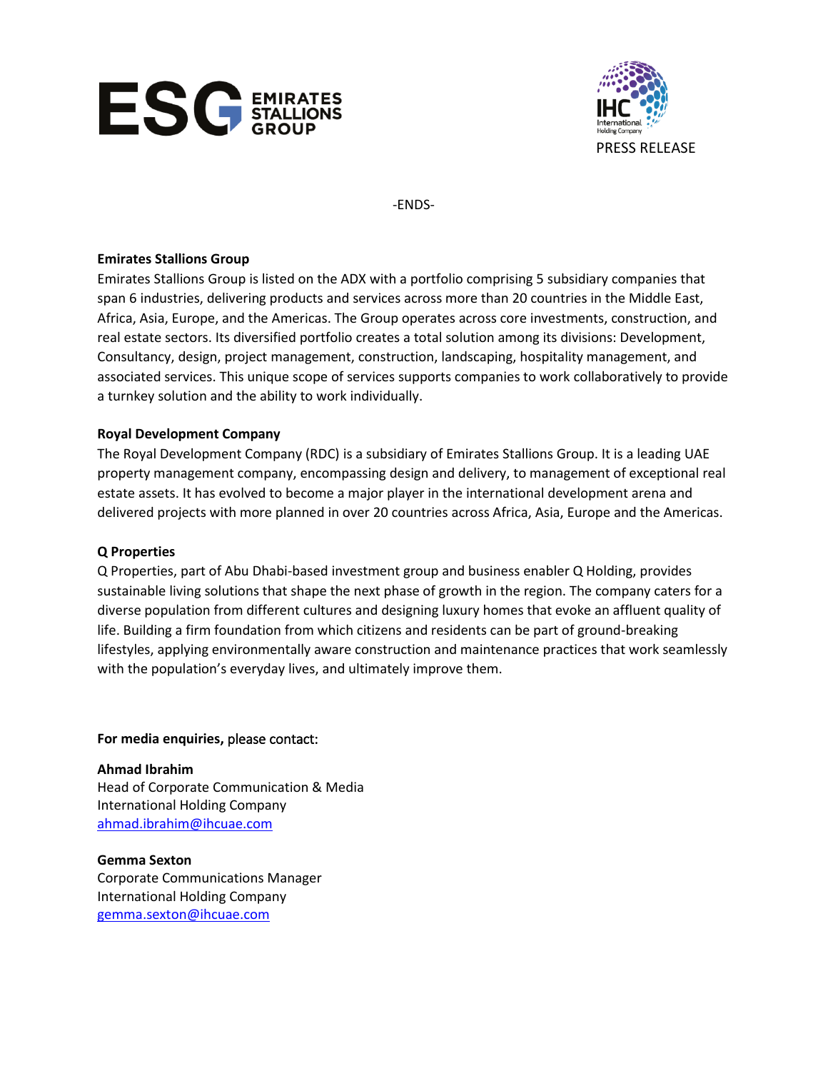PRESS RELEASE

-ENDS-

**Emirates Stallions Group**

Emirates Stallions Group is listed on the ADX with a portfolio comprising 5 subsidiary companies that span 6 industries, delivering products and services across more than 20 countries in the Middle East, Africa, Asia, Europe, and the Americas. The Group operates across core investments, construction, and real estate sectors. Its diversified portfolio creates a total solution among its divisions: Development, Consultancy, design, project management, construction, landscaping, hospitality management, and associated services. This unique scope of services supports companies to work collaboratively to provide a turnkey solution and the ability to work individually.

**Royal Development Company**

The Royal Development Company (RDC) is a subsidiary of Emirates Stallions Group. It is a leading UAE property management company, encompassing design and delivery, to management of exceptional real estate assets. It has evolved to become a major player in the international development arena and delivered projects with more planned in over 20 countries across Africa, Asia, Europe and the Americas.

**Q Properties**

Q Properties, part of Abu Dhabi-based investment group and business enabler Q Holding, provides sustainable living solutions that shape the next phase of growth in the region. The company caters for a diverse population from different cultures and designing luxury homes that evoke an affluent quality of life. Building a firm foundation from which citizens and residents can be part of ground-breaking lifestyles, applying environmentally aware construction and maintenance practices that work seamlessly with the population's everyday lives, and ultimately improve them.

**For media enquiries,** please contact:

**Ahmad Ibrahim**
Head of Corporate Communication & Media
International Holding Company
ahmad.ibrahim@ihcuae.com

**Gemma Sexton**
Corporate Communications Manager
International Holding Company
gemma.sexton@ihcuae.com